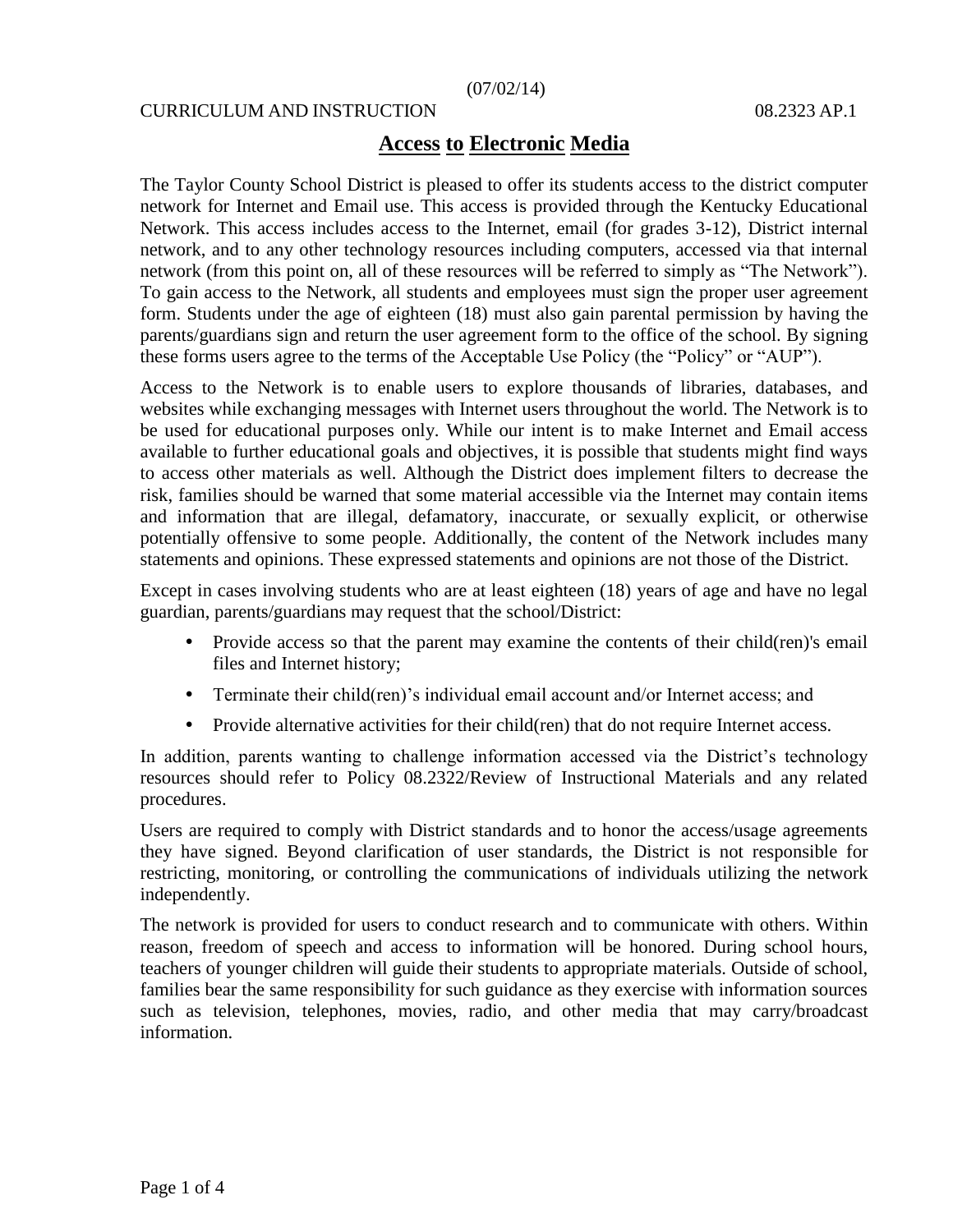(07/02/14)

CURRICULUM AND INSTRUCTION 08.2323 AP.1

# Access to Electronic Media

The Taylor County School District is pleased to offer its students access to the district computer network for Internet and Email use. This access is provided through the Kentucky Educational Network. This access includes access to the Internet, email (for grades 3-12), District internal network, and to any other technology resources including computers, accessed via that internal network (from this point on, all of these resources will be referred to simply as "The Network"). To gain access to the Network, all students and employees must sign the proper user agreement form. Students under the age of eighteen (18) must also gain parental permission by having the parents/guardians sign and return the user agreement form to the office of the school. By signing these forms users agree to the terms of the Acceptable Use Policy (the "Policy" or "AUP").

Access to the Network is to enable users to explore thousands of libraries, databases, and websites while exchanging messages with Internet users throughout the world. The Network is to be used for educational purposes only. While our intent is to make Internet and Email access available to further educational goals and objectives, it is possible that students might find ways to access other materials as well. Although the District does implement filters to decrease the risk, families should be warned that some material accessible via the Internet may contain items and information that are illegal, defamatory, inaccurate, or sexually explicit, or otherwise potentially offensive to some people. Additionally, the content of the Network includes many statements and opinions. These expressed statements and opinions are not those of the District.

Except in cases involving students who are at least eighteen (18) years of age and have no legal guardian, parents/guardians may request that the school/District:

- Provide access so that the parent may examine the contents of their child(ren)'s email files and Internet history;
- Terminate their child(ren)'s individual email account and/or Internet access; and
- Provide alternative activities for their child(ren) that do not require Internet access.

In addition, parents wanting to challenge information accessed via the District's technology resources should refer to Policy 08.2322/Review of Instructional Materials and any related procedures.

Users are required to comply with District standards and to honor the access/usage agreements they have signed. Beyond clarification of user standards, the District is not responsible for restricting, monitoring, or controlling the communications of individuals utilizing the network independently.

The network is provided for users to conduct research and to communicate with others. Within reason, freedom of speech and access to information will be honored. During school hours, teachers of younger children will guide their students to appropriate materials. Outside of school, families bear the same responsibility for such guidance as they exercise with information sources such as television, telephones, movies, radio, and other media that may carry/broadcast information.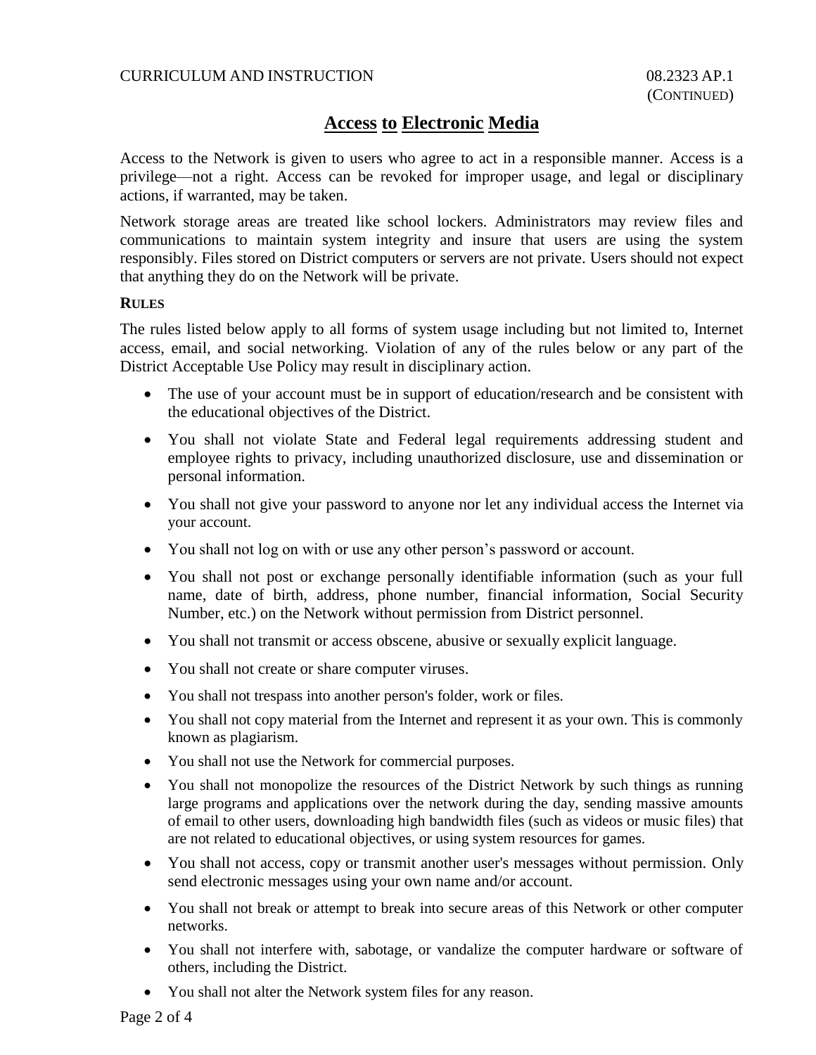## Access to Electronic Media

Access to the Network is given to users who agree to act in a responsible manner. Access is a privilege—not a right. Access can be revoked for improper usage, and legal or disciplinary actions, if warranted, may be taken.

Network storage areas are treated like school lockers. Administrators may review files and communications to maintain system integrity and insure that users are using the system responsibly. Files stored on District computers or servers are not private. Users should not expect that anything they do on the Network will be private.

**RULES**

The rules listed below apply to all forms of system usage including but not limited to, Internet access, email, and social networking. Violation of any of the rules below or any part of the District Acceptable Use Policy may result in disciplinary action.

- The use of your account must be in support of education/research and be consistent with the educational objectives of the District.
- You shall not violate State and Federal legal requirements addressing student and employee rights to privacy, including unauthorized disclosure, use and dissemination or personal information.
- You shall not give your password to anyone nor let any individual access the Internet via your account.
- You shall not log on with or use any other person's password or account.
- You shall not post or exchange personally identifiable information (such as your full name, date of birth, address, phone number, financial information, Social Security Number, etc.) on the Network without permission from District personnel.
- You shall not transmit or access obscene, abusive or sexually explicit language.
- You shall not create or share computer viruses.
- You shall not trespass into another person's folder, work or files.
- You shall not copy material from the Internet and represent it as your own. This is commonly known as plagiarism.
- You shall not use the Network for commercial purposes.
- You shall not monopolize the resources of the District Network by such things as running large programs and applications over the network during the day, sending massive amounts of email to other users, downloading high bandwidth files (such as videos or music files) that are not related to educational objectives, or using system resources for games.
- You shall not access, copy or transmit another user's messages without permission. Only send electronic messages using your own name and/or account.
- You shall not break or attempt to break into secure areas of this Network or other computer networks.
- You shall not interfere with, sabotage, or vandalize the computer hardware or software of others, including the District.
- You shall not alter the Network system files for any reason.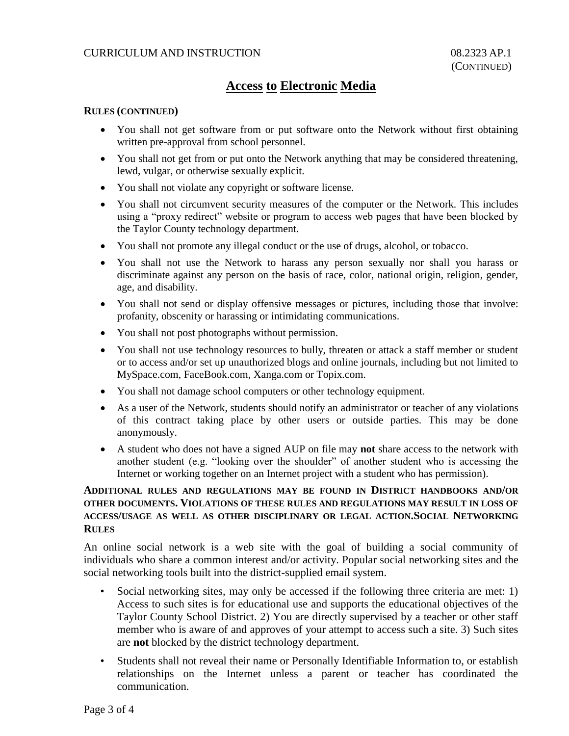# Access to Electronic Media

**RULES (CONTINUED)**

- You shall not get software from or put software onto the Network without first obtaining written pre-approval from school personnel.
- You shall not get from or put onto the Network anything that may be considered threatening, lewd, vulgar, or otherwise sexually explicit.
- You shall not violate any copyright or software license.
- You shall not circumvent security measures of the computer or the Network. This includes using a "proxy redirect" website or program to access web pages that have been blocked by the Taylor County technology department.
- You shall not promote any illegal conduct or the use of drugs, alcohol, or tobacco.
- You shall not use the Network to harass any person sexually nor shall you harass or discriminate against any person on the basis of race, color, national origin, religion, gender, age, and disability.
- You shall not send or display offensive messages or pictures, including those that involve: profanity, obscenity or harassing or intimidating communications.
- You shall not post photographs without permission.
- You shall not use technology resources to bully, threaten or attack a staff member or student or to access and/or set up unauthorized blogs and online journals, including but not limited to MySpace.com, FaceBook.com, Xanga.com or Topix.com.
- You shall not damage school computers or other technology equipment.
- As a user of the Network, students should notify an administrator or teacher of any violations of this contract taking place by other users or outside parties. This may be done anonymously.
- A student who does not have a signed AUP on file may **not** share access to the network with another student (e.g. "looking over the shoulder" of another student who is accessing the Internet or working together on an Internet project with a student who has permission).

**ADDITIONAL RULES AND REGULATIONS MAY BE FOUND IN DISTRICT HANDBOOKS AND/OR OTHER DOCUMENTS. VIOLATIONS OF THESE RULES AND REGULATIONS MAY RESULT IN LOSS OF ACCESS/USAGE AS WELL AS OTHER DISCIPLINARY OR LEGAL ACTION.SOCIAL NETWORKING RULES**

An online social network is a web site with the goal of building a social community of individuals who share a common interest and/or activity. Popular social networking sites and the social networking tools built into the district-supplied email system.

- Social networking sites, may only be accessed if the following three criteria are met: 1) Access to such sites is for educational use and supports the educational objectives of the Taylor County School District. 2) You are directly supervised by a teacher or other staff member who is aware of and approves of your attempt to access such a site. 3) Such sites are **not** blocked by the district technology department.
- Students shall not reveal their name or Personally Identifiable Information to, or establish relationships on the Internet unless a parent or teacher has coordinated the communication.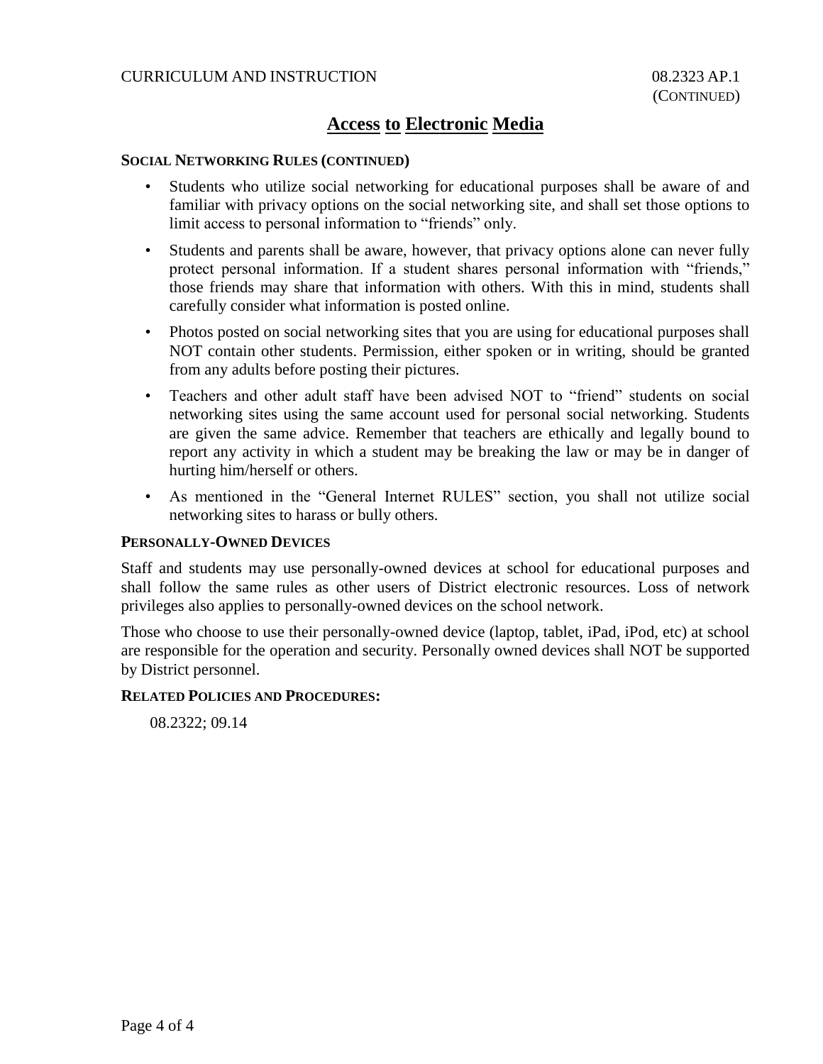# Access to Electronic Media

**SOCIAL NETWORKING RULES (CONTINUED)**

- Students who utilize social networking for educational purposes shall be aware of and familiar with privacy options on the social networking site, and shall set those options to limit access to personal information to "friends" only.
- Students and parents shall be aware, however, that privacy options alone can never fully protect personal information. If a student shares personal information with "friends," those friends may share that information with others. With this in mind, students shall carefully consider what information is posted online.
- Photos posted on social networking sites that you are using for educational purposes shall NOT contain other students. Permission, either spoken or in writing, should be granted from any adults before posting their pictures.
- Teachers and other adult staff have been advised NOT to "friend" students on social networking sites using the same account used for personal social networking. Students are given the same advice. Remember that teachers are ethically and legally bound to report any activity in which a student may be breaking the law or may be in danger of hurting him/herself or others.
- As mentioned in the "General Internet RULES" section, you shall not utilize social networking sites to harass or bully others.

**PERSONALLY-OWNED DEVICES**

Staff and students may use personally-owned devices at school for educational purposes and shall follow the same rules as other users of District electronic resources. Loss of network privileges also applies to personally-owned devices on the school network.

Those who choose to use their personally-owned device (laptop, tablet, iPad, iPod, etc) at school are responsible for the operation and security. Personally owned devices shall NOT be supported by District personnel.

**RELATED POLICIES AND PROCEDURES:**

08.2322; 09.14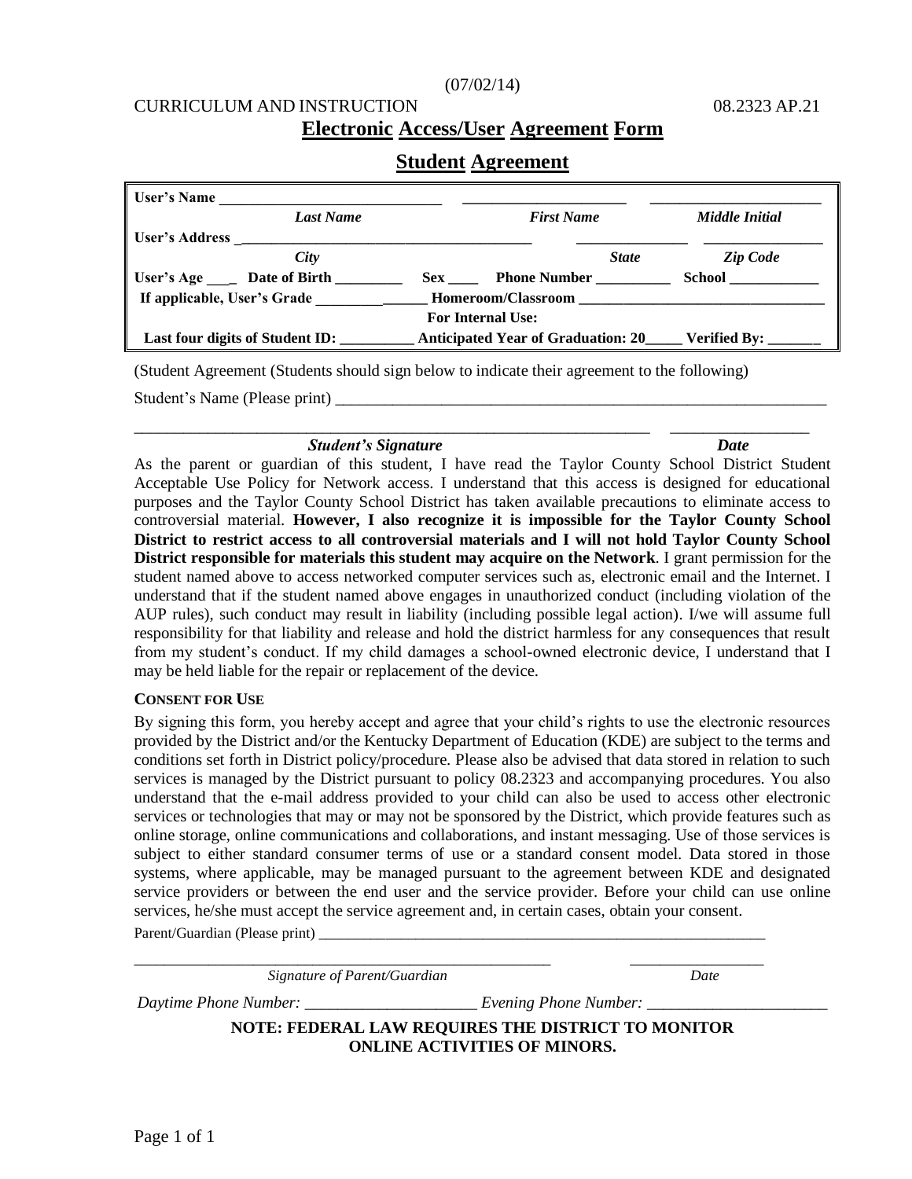(07/02/14)

CURRICULUM AND INSTRUCTION 08.2323 AP.21

# Electronic Access/User Agreement Form

## Student Agreement

| | | |
|---|---|---|
| **User's Name** ______________________________ | ______________________ | ______________________ |
| ***Last Name*** | ***First Name*** | ***Middle Initial*** |
| **User's Address** ________________________________________ | ______________ | ________________ |
| ***City*** | ***State*** | ***Zip Code*** |
| **User's Age** ____ **Date of Birth** _________ | **Sex** ____ **Phone Number** __________ | **School** ____________ |
| **If applicable, User's Grade** _______________ | **Homeroom/Classroom** ______________________________ | |
| | **For Internal Use:** | |
| **Last four digits of Student ID:** __________ | **Anticipated Year of Graduation: 20**_____ | **Verified By:** _______ |

(Student Agreement (Students should sign below to indicate their agreement to the following)

Student's Name (Please print) ________________________________________________________________

_________________________________________________________________ _________________

***Student's Signature*** ***Date***

As the parent or guardian of this student, I have read the Taylor County School District Student Acceptable Use Policy for Network access. I understand that this access is designed for educational purposes and the Taylor County School District has taken available precautions to eliminate access to controversial material. **However, I also recognize it is impossible for the Taylor County School District to restrict access to all controversial materials and I will not hold Taylor County School District responsible for materials this student may acquire on the Network**. I grant permission for the student named above to access networked computer services such as, electronic email and the Internet. I understand that if the student named above engages in unauthorized conduct (including violation of the AUP rules), such conduct may result in liability (including possible legal action). I/we will assume full responsibility for that liability and release and hold the district harmless for any consequences that result from my student's conduct. If my child damages a school-owned electronic device, I understand that I may be held liable for the repair or replacement of the device.

**CONSENT FOR USE**

By signing this form, you hereby accept and agree that your child's rights to use the electronic resources provided by the District and/or the Kentucky Department of Education (KDE) are subject to the terms and conditions set forth in District policy/procedure. Please also be advised that data stored in relation to such services is managed by the District pursuant to policy 08.2323 and accompanying procedures. You also understand that the e-mail address provided to your child can also be used to access other electronic services or technologies that may or may not be sponsored by the District, which provide features such as online storage, online communications and collaborations, and instant messaging. Use of those services is subject to either standard consumer terms of use or a standard consent model. Data stored in those systems, where applicable, may be managed pursuant to the agreement between KDE and designated service providers or between the end user and the service provider. Before your child can use online services, he/she must accept the service agreement and, in certain cases, obtain your consent.

Parent/Guardian (Please print) ____________________________________________________________

_______________________________________________________ _________________

*Signature of Parent/Guardian* *Date*

*Daytime Phone Number:* _____________________ *Evening Phone Number:* ______________________

**NOTE: FEDERAL LAW REQUIRES THE DISTRICT TO MONITOR ONLINE ACTIVITIES OF MINORS.**